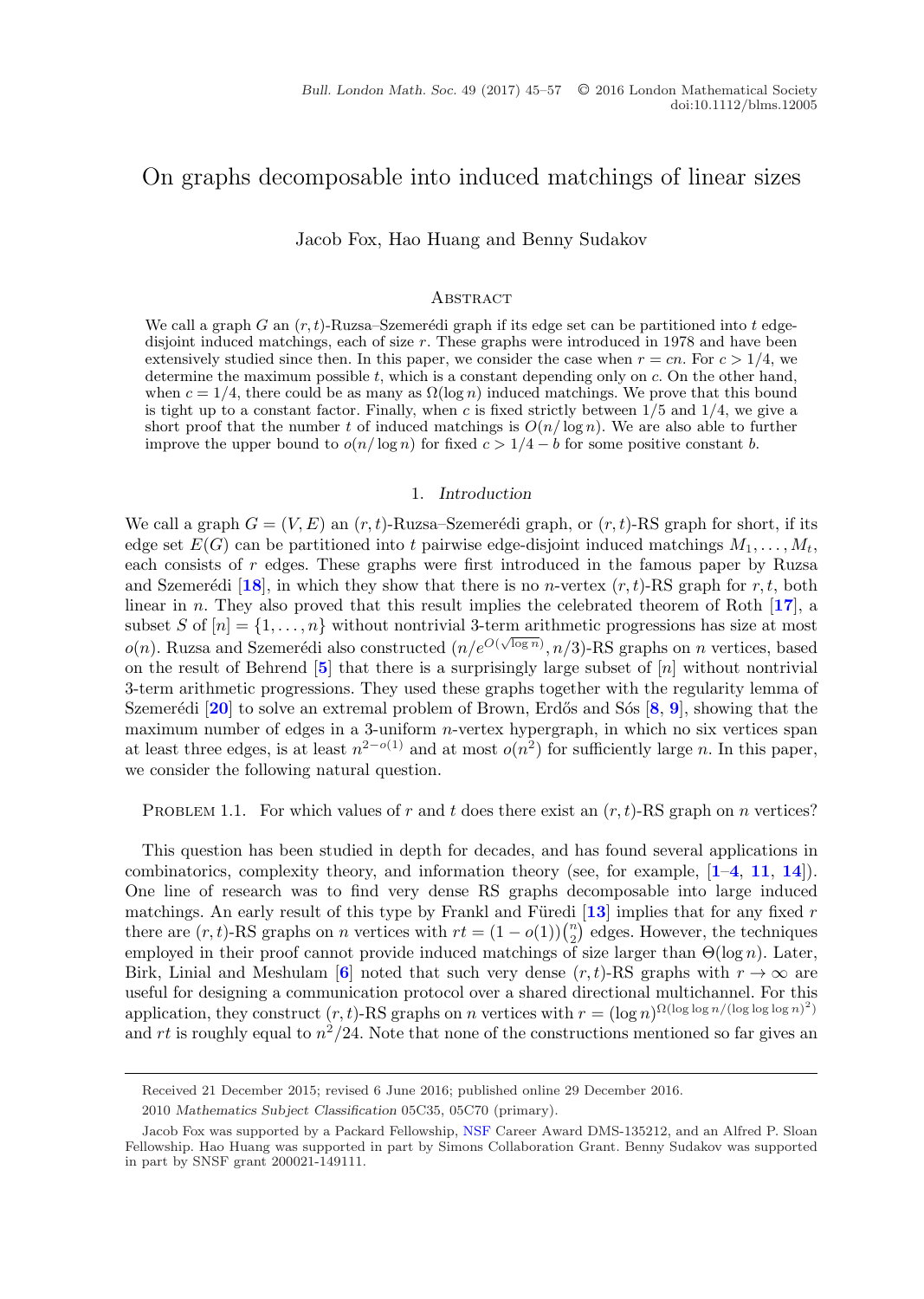# On graphs decomposable into induced matchings of linear sizes

Jacob Fox, Hao Huang and Benny Sudakov

## Abstract

We call a graph $G$ an $(r,t)$-Ruzsa–Szemerédi graph if its edge set can be partitioned into $t$ edge-disjoint induced matchings, each of size $r$. These graphs were introduced in 1978 and have been extensively studied since then. In this paper, we consider the case when $r = cn$. For $c > 1/4$, we determine the maximum possible $t$, which is a constant depending only on $c$. On the other hand, when $c = 1/4$, there could be as many as $\Omega(\log n)$ induced matchings. We prove that this bound is tight up to a constant factor. Finally, when $c$ is fixed strictly between $1/5$ and $1/4$, we give a short proof that the number $t$ of induced matchings is $O(n/\log n)$. We are also able to further improve the upper bound to $o(n/\log n)$ for fixed $c > 1/4 - b$ for some positive constant $b$.

## 1. *Introduction*

We call a graph $G = (V, E)$ an $(r,t)$-Ruzsa–Szemerédi graph, or $(r,t)$-RS graph for short, if its edge set $E(G)$ can be partitioned into $t$ pairwise edge-disjoint induced matchings $M_1, \ldots, M_t$, each consists of $r$ edges. These graphs were first introduced in the famous paper by Ruzsa and Szemerédi [18], in which they show that there is no $n$-vertex $(r,t)$-RS graph for $r,t$, both linear in $n$. They also proved that this result implies the celebrated theorem of Roth [17], a subset $S$ of $[n] = \{1, \ldots, n\}$ without nontrivial 3-term arithmetic progressions has size at most $o(n)$. Ruzsa and Szemerédi also constructed $(n/e^{O(\sqrt{\log n})}, n/3)$-RS graphs on $n$ vertices, based on the result of Behrend [5] that there is a surprisingly large subset of $[n]$ without nontrivial 3-term arithmetic progressions. They used these graphs together with the regularity lemma of Szemerédi [20] to solve an extremal problem of Brown, Erdős and Sós [8, 9], showing that the maximum number of edges in a 3-uniform $n$-vertex hypergraph, in which no six vertices span at least three edges, is at least $n^{2-o(1)}$ and at most $o(n^2)$ for sufficiently large $n$. In this paper, we consider the following natural question.

Problem 1.1. For which values of $r$ and $t$ does there exist an $(r,t)$-RS graph on $n$ vertices?

This question has been studied in depth for decades, and has found several applications in combinatorics, complexity theory, and information theory (see, for example, [1–4, 11, 14]). One line of research was to find very dense RS graphs decomposable into large induced matchings. An early result of this type by Frankl and Füredi [13] implies that for any fixed $r$ there are $(r,t)$-RS graphs on $n$ vertices with $rt = (1 - o(1))\binom{n}{2}$ edges. However, the techniques employed in their proof cannot provide induced matchings of size larger than $\Theta(\log n)$. Later, Birk, Linial and Meshulam [6] noted that such very dense $(r,t)$-RS graphs with $r \to \infty$ are useful for designing a communication protocol over a shared directional multichannel. For this application, they construct $(r,t)$-RS graphs on $n$ vertices with $r = (\log n)^{\Omega(\log\log n/(\log\log\log n)^2)}$ and $rt$ is roughly equal to $n^2/24$. Note that none of the constructions mentioned so far gives an

Received 21 December 2015; revised 6 June 2016; published online 29 December 2016.

2010 *Mathematics Subject Classification* 05C35, 05C70 (primary).

Jacob Fox was supported by a Packard Fellowship, NSF Career Award DMS-135212, and an Alfred P. Sloan Fellowship. Hao Huang was supported in part by Simons Collaboration Grant. Benny Sudakov was supported in part by SNSF grant 200021-149111.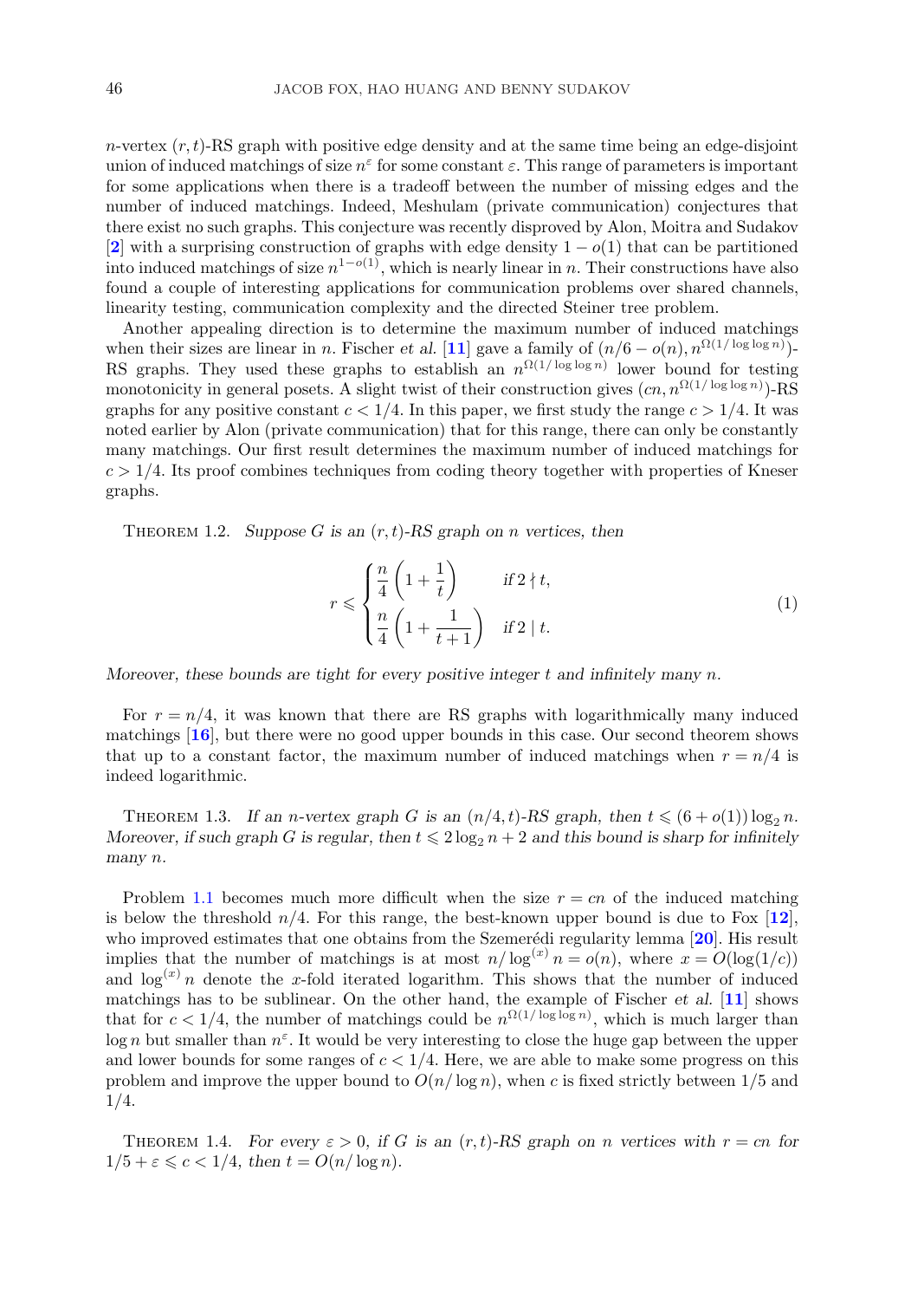$n$-vertex $(r,t)$-RS graph with positive edge density and at the same time being an edge-disjoint union of induced matchings of size $n^{\varepsilon}$ for some constant $\varepsilon$. This range of parameters is important for some applications when there is a tradeoff between the number of missing edges and the number of induced matchings. Indeed, Meshulam (private communication) conjectures that there exist no such graphs. This conjecture was recently disproved by Alon, Moitra and Sudakov [2] with a surprising construction of graphs with edge density $1-o(1)$ that can be partitioned into induced matchings of size $n^{1-o(1)}$, which is nearly linear in $n$. Their constructions have also found a couple of interesting applications for communication problems over shared channels, linearity testing, communication complexity and the directed Steiner tree problem.

Another appealing direction is to determine the maximum number of induced matchings when their sizes are linear in $n$. Fischer *et al.* [11] gave a family of $(n/6-o(n), n^{\Omega(1/\log\log n)})$-RS graphs. They used these graphs to establish an $n^{\Omega(1/\log\log n)}$ lower bound for testing monotonicity in general posets. A slight twist of their construction gives $(cn, n^{\Omega(1/\log\log n)})$-RS graphs for any positive constant $c<1/4$. In this paper, we first study the range $c>1/4$. It was noted earlier by Alon (private communication) that for this range, there can only be constantly many matchings. Our first result determines the maximum number of induced matchings for $c>1/4$. Its proof combines techniques from coding theory together with properties of Kneser graphs.

THEOREM 1.2. *Suppose $G$ is an $(r,t)$-RS graph on $n$ vertices, then*

$$r \leqslant \begin{cases} \dfrac{n}{4}\left(1+\dfrac{1}{t}\right) & \text{if } 2 \nmid t, \\[2mm] \dfrac{n}{4}\left(1+\dfrac{1}{t+1}\right) & \text{if } 2 \mid t. \end{cases} \tag{1}$$

*Moreover, these bounds are tight for every positive integer $t$ and infinitely many $n$.*

For $r=n/4$, it was known that there are RS graphs with logarithmically many induced matchings [16], but there were no good upper bounds in this case. Our second theorem shows that up to a constant factor, the maximum number of induced matchings when $r=n/4$ is indeed logarithmic.

THEOREM 1.3. *If an $n$-vertex graph $G$ is an $(n/4,t)$-RS graph, then $t \leqslant (6+o(1))\log_2 n$. Moreover, if such graph $G$ is regular, then $t \leqslant 2\log_2 n+2$ and this bound is sharp for infinitely many $n$.*

Problem 1.1 becomes much more difficult when the size $r=cn$ of the induced matching is below the threshold $n/4$. For this range, the best-known upper bound is due to Fox [12], who improved estimates that one obtains from the Szemerédi regularity lemma [20]. His result implies that the number of matchings is at most $n/\log^{(x)} n = o(n)$, where $x=O(\log(1/c))$ and $\log^{(x)} n$ denote the $x$-fold iterated logarithm. This shows that the number of induced matchings has to be sublinear. On the other hand, the example of Fischer *et al.* [11] shows that for $c<1/4$, the number of matchings could be $n^{\Omega(1/\log\log n)}$, which is much larger than $\log n$ but smaller than $n^{\varepsilon}$. It would be very interesting to close the huge gap between the upper and lower bounds for some ranges of $c<1/4$. Here, we are able to make some progress on this problem and improve the upper bound to $O(n/\log n)$, when $c$ is fixed strictly between $1/5$ and $1/4$.

THEOREM 1.4. *For every $\varepsilon>0$, if $G$ is an $(r,t)$-RS graph on $n$ vertices with $r=cn$ for $1/5+\varepsilon \leqslant c < 1/4$, then $t=O(n/\log n)$.*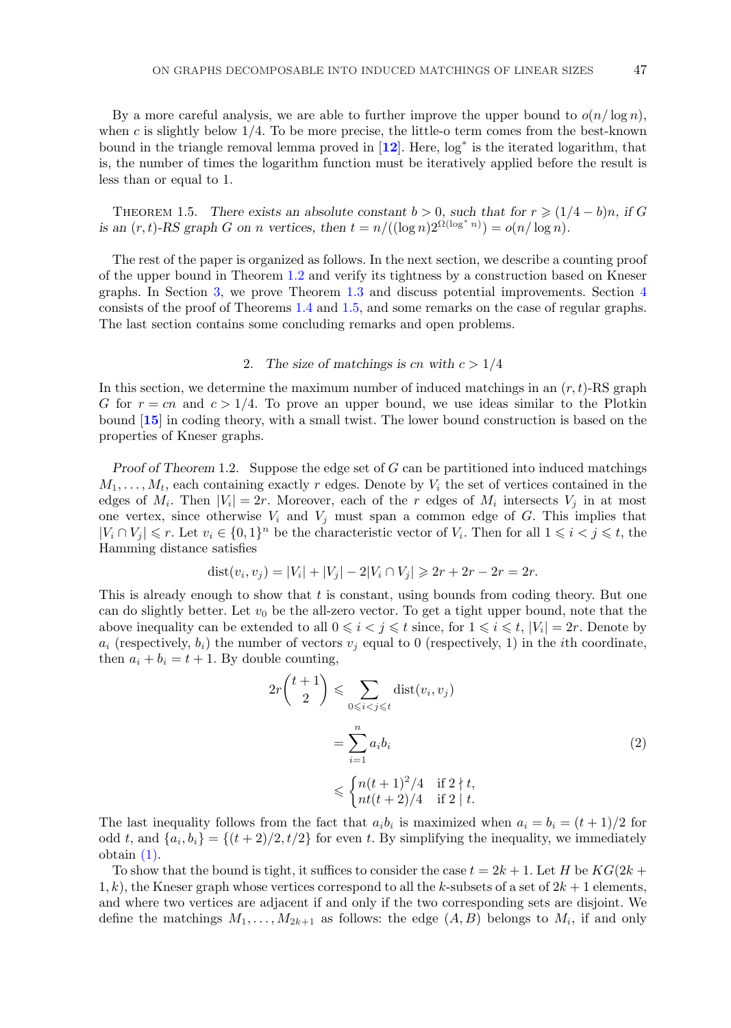By a more careful analysis, we are able to further improve the upper bound to $o(n/\log n)$, when $c$ is slightly below $1/4$. To be more precise, the little-o term comes from the best-known bound in the triangle removal lemma proved in [**12**]. Here, $\log^*$ is the iterated logarithm, that is, the number of times the logarithm function must be iteratively applied before the result is less than or equal to 1.

THEOREM 1.5. *There exists an absolute constant $b > 0$, such that for $r \geqslant (1/4 - b)n$, if $G$ is an $(r,t)$-RS graph $G$ on $n$ vertices, then $t = n/((\log n)2^{\Omega(\log^* n)}) = o(n/\log n)$.*

The rest of the paper is organized as follows. In the next section, we describe a counting proof of the upper bound in Theorem 1.2 and verify its tightness by a construction based on Kneser graphs. In Section 3, we prove Theorem 1.3 and discuss potential improvements. Section 4 consists of the proof of Theorems 1.4 and 1.5, and some remarks on the case of regular graphs. The last section contains some concluding remarks and open problems.

## 2. *The size of matchings is $cn$ with $c > 1/4$*

In this section, we determine the maximum number of induced matchings in an $(r,t)$-RS graph $G$ for $r = cn$ and $c > 1/4$. To prove an upper bound, we use ideas similar to the Plotkin bound [**15**] in coding theory, with a small twist. The lower bound construction is based on the properties of Kneser graphs.

*Proof of Theorem* 1.2. Suppose the edge set of $G$ can be partitioned into induced matchings $M_1, \ldots, M_t$, each containing exactly $r$ edges. Denote by $V_i$ the set of vertices contained in the edges of $M_i$. Then $|V_i| = 2r$. Moreover, each of the $r$ edges of $M_i$ intersects $V_j$ in at most one vertex, since otherwise $V_i$ and $V_j$ must span a common edge of $G$. This implies that $|V_i \cap V_j| \leqslant r$. Let $v_i \in \{0,1\}^n$ be the characteristic vector of $V_i$. Then for all $1 \leqslant i < j \leqslant t$, the Hamming distance satisfies

$$\mathrm{dist}(v_i, v_j) = |V_i| + |V_j| - 2|V_i \cap V_j| \geqslant 2r + 2r - 2r = 2r.$$

This is already enough to show that $t$ is constant, using bounds from coding theory. But one can do slightly better. Let $v_0$ be the all-zero vector. To get a tight upper bound, note that the above inequality can be extended to all $0 \leqslant i < j \leqslant t$ since, for $1 \leqslant i \leqslant t$, $|V_i| = 2r$. Denote by $a_i$ (respectively, $b_i$) the number of vectors $v_j$ equal to 0 (respectively, 1) in the $i$th coordinate, then $a_i + b_i = t + 1$. By double counting,

$$2r\binom{t+1}{2} \leqslant \sum_{0 \leqslant i < j \leqslant t} \mathrm{dist}(v_i, v_j) = \sum_{i=1}^{n} a_i b_i \leqslant \begin{cases} n(t+1)^2/4 & \text{if } 2 \nmid t, \\ nt(t+2)/4 & \text{if } 2 \mid t. \end{cases} \tag{2}$$

The last inequality follows from the fact that $a_i b_i$ is maximized when $a_i = b_i = (t+1)/2$ for odd $t$, and $\{a_i, b_i\} = \{(t+2)/2, t/2\}$ for even $t$. By simplifying the inequality, we immediately obtain (1).

To show that the bound is tight, it suffices to consider the case $t = 2k+1$. Let $H$ be $KG(2k+1, k)$, the Kneser graph whose vertices correspond to all the $k$-subsets of a set of $2k+1$ elements, and where two vertices are adjacent if and only if the two corresponding sets are disjoint. We define the matchings $M_1, \ldots, M_{2k+1}$ as follows: the edge $(A, B)$ belongs to $M_i$, if and only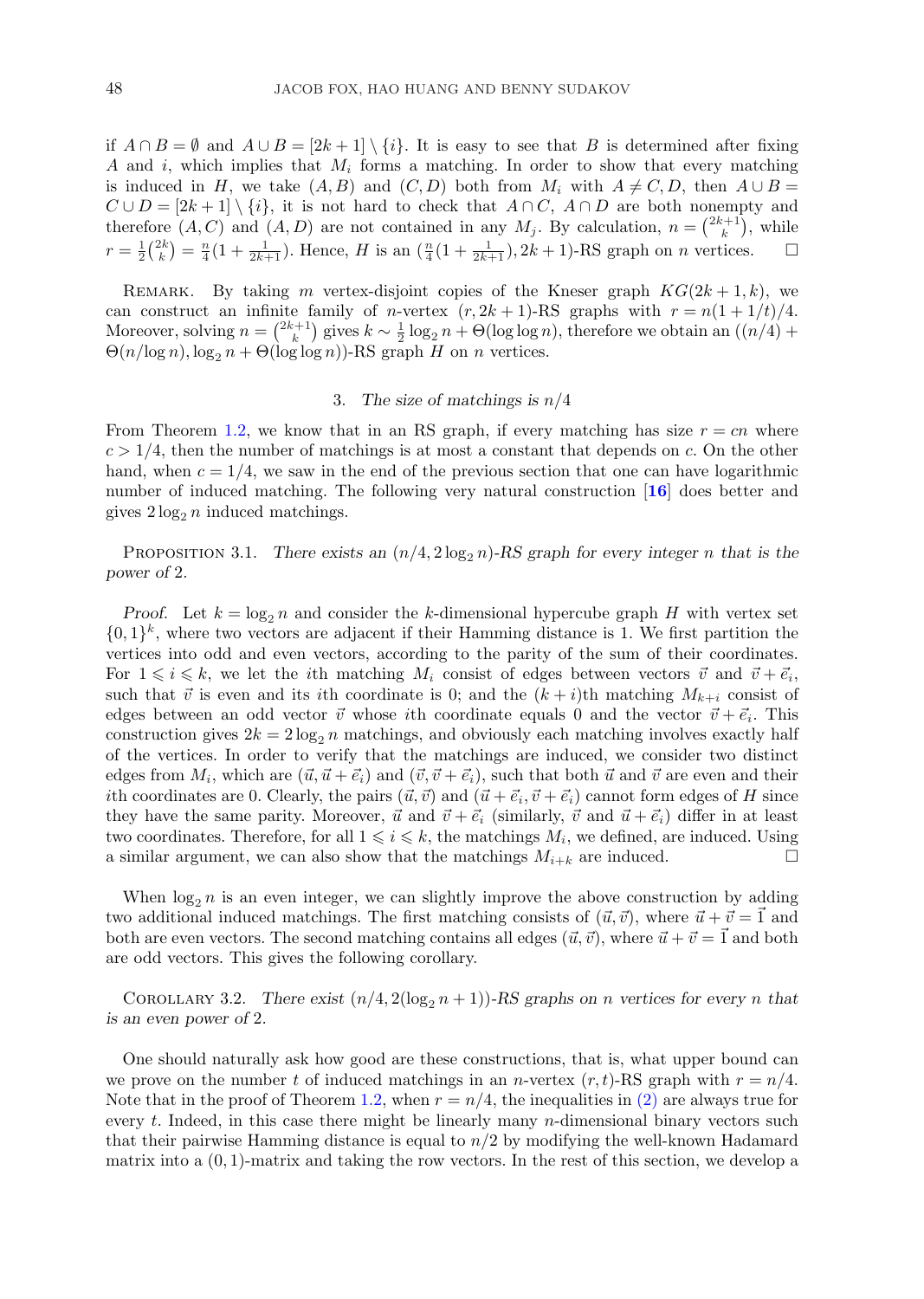if $A \cap B = \emptyset$ and $A \cup B = [2k+1] \setminus \{i\}$. It is easy to see that $B$ is determined after fixing $A$ and $i$, which implies that $M_i$ forms a matching. In order to show that every matching is induced in $H$, we take $(A, B)$ and $(C, D)$ both from $M_i$ with $A \neq C, D$, then $A \cup B = C \cup D = [2k+1] \setminus \{i\}$, it is not hard to check that $A \cap C$, $A \cap D$ are both nonempty and therefore $(A, C)$ and $(A, D)$ are not contained in any $M_j$. By calculation, $n = \binom{2k+1}{k}$, while $r = \frac{1}{2}\binom{2k}{k} = \frac{n}{4}(1 + \frac{1}{2k+1})$. Hence, $H$ is an $(\frac{n}{4}(1+\frac{1}{2k+1}), 2k+1)$-RS graph on $n$ vertices. $\square$

Remark. By taking $m$ vertex-disjoint copies of the Kneser graph $KG(2k+1, k)$, we can construct an infinite family of $n$-vertex $(r, 2k+1)$-RS graphs with $r = n(1+1/t)/4$. Moreover, solving $n = \binom{2k+1}{k}$ gives $k \sim \frac{1}{2}\log_2 n + \Theta(\log\log n)$, therefore we obtain an $((n/4) + \Theta(n/\log n), \log_2 n + \Theta(\log\log n))$-RS graph $H$ on $n$ vertices.

## 3. *The size of matchings is* $n/4$

From Theorem 1.2, we know that in an RS graph, if every matching has size $r = cn$ where $c > 1/4$, then the number of matchings is at most a constant that depends on $c$. On the other hand, when $c = 1/4$, we saw in the end of the previous section that one can have logarithmic number of induced matching. The following very natural construction [16] does better and gives $2\log_2 n$ induced matchings.

Proposition 3.1. *There exists an* $(n/4, 2\log_2 n)$*-RS graph for every integer* $n$ *that is the power of* 2.

*Proof.* Let $k = \log_2 n$ and consider the $k$-dimensional hypercube graph $H$ with vertex set $\{0,1\}^k$, where two vectors are adjacent if their Hamming distance is 1. We first partition the vertices into odd and even vectors, according to the parity of the sum of their coordinates. For $1 \leqslant i \leqslant k$, we let the $i$th matching $M_i$ consist of edges between vectors $\vec{v}$ and $\vec{v} + \vec{e}_i$, such that $\vec{v}$ is even and its $i$th coordinate is 0; and the $(k+i)$th matching $M_{k+i}$ consist of edges between an odd vector $\vec{v}$ whose $i$th coordinate equals 0 and the vector $\vec{v} + \vec{e}_i$. This construction gives $2k = 2\log_2 n$ matchings, and obviously each matching involves exactly half of the vertices. In order to verify that the matchings are induced, we consider two distinct edges from $M_i$, which are $(\vec{u}, \vec{u} + \vec{e}_i)$ and $(\vec{v}, \vec{v} + \vec{e}_i)$, such that both $\vec{u}$ and $\vec{v}$ are even and their $i$th coordinates are 0. Clearly, the pairs $(\vec{u}, \vec{v})$ and $(\vec{u} + \vec{e}_i, \vec{v} + \vec{e}_i)$ cannot form edges of $H$ since they have the same parity. Moreover, $\vec{u}$ and $\vec{v} + \vec{e}_i$ (similarly, $\vec{v}$ and $\vec{u} + \vec{e}_i$) differ in at least two coordinates. Therefore, for all $1 \leqslant i \leqslant k$, the matchings $M_i$, we defined, are induced. Using a similar argument, we can also show that the matchings $M_{i+k}$ are induced. $\square$

When $\log_2 n$ is an even integer, we can slightly improve the above construction by adding two additional induced matchings. The first matching consists of $(\vec{u}, \vec{v})$, where $\vec{u} + \vec{v} = \vec{1}$ and both are even vectors. The second matching contains all edges $(\vec{u}, \vec{v})$, where $\vec{u} + \vec{v} = \vec{1}$ and both are odd vectors. This gives the following corollary.

Corollary 3.2. *There exist* $(n/4, 2(\log_2 n + 1))$*-RS graphs on* $n$ *vertices for every* $n$ *that is an even power of* 2.

One should naturally ask how good are these constructions, that is, what upper bound can we prove on the number $t$ of induced matchings in an $n$-vertex $(r, t)$-RS graph with $r = n/4$. Note that in the proof of Theorem 1.2, when $r = n/4$, the inequalities in (2) are always true for every $t$. Indeed, in this case there might be linearly many $n$-dimensional binary vectors such that their pairwise Hamming distance is equal to $n/2$ by modifying the well-known Hadamard matrix into a $(0,1)$-matrix and taking the row vectors. In the rest of this section, we develop a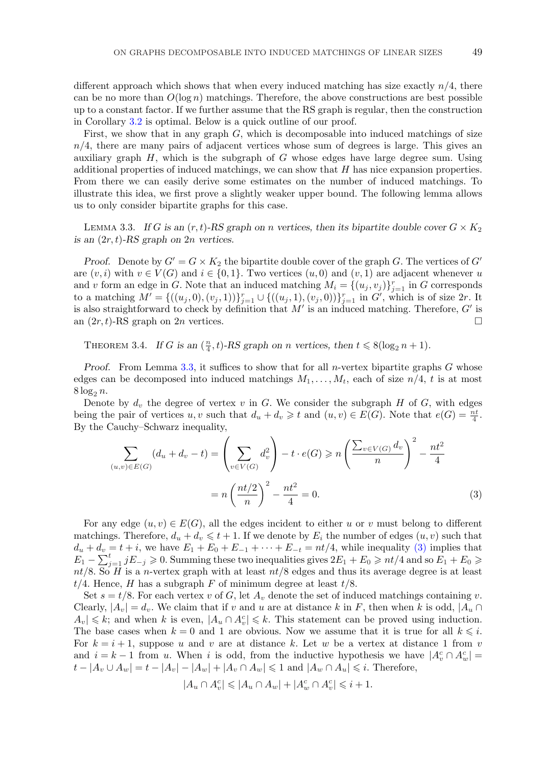different approach which shows that when every induced matching has size exactly $n/4$, there can be no more than $O(\log n)$ matchings. Therefore, the above constructions are best possible up to a constant factor. If we further assume that the RS graph is regular, then the construction in Corollary 3.2 is optimal. Below is a quick outline of our proof.

First, we show that in any graph $G$, which is decomposable into induced matchings of size $n/4$, there are many pairs of adjacent vertices whose sum of degrees is large. This gives an auxiliary graph $H$, which is the subgraph of $G$ whose edges have large degree sum. Using additional properties of induced matchings, we can show that $H$ has nice expansion properties. From there we can easily derive some estimates on the number of induced matchings. To illustrate this idea, we first prove a slightly weaker upper bound. The following lemma allows us to only consider bipartite graphs for this case.

Lemma 3.3. *If $G$ is an $(r,t)$-RS graph on $n$ vertices, then its bipartite double cover $G \times K_2$ is an $(2r,t)$-RS graph on $2n$ vertices.*

*Proof.* Denote by $G' = G \times K_2$ the bipartite double cover of the graph $G$. The vertices of $G'$ are $(v,i)$ with $v \in V(G)$ and $i \in \{0,1\}$. Two vertices $(u,0)$ and $(v,1)$ are adjacent whenever $u$ and $v$ form an edge in $G$. Note that an induced matching $M_i = \{(u_j,v_j)\}_{j=1}^r$ in $G$ corresponds to a matching $M' = \{((u_j,0),(v_j,1))\}_{j=1}^r \cup \{((u_j,1),(v_j,0))\}_{j=1}^r$ in $G'$, which is of size $2r$. It is also straightforward to check by definition that $M'$ is an induced matching. Therefore, $G'$ is an $(2r,t)$-RS graph on $2n$ vertices. $\square$

Theorem 3.4. *If $G$ is an $(\frac{n}{4},t)$-RS graph on $n$ vertices, then $t \leqslant 8(\log_2 n + 1)$.*

*Proof.* From Lemma 3.3, it suffices to show that for all $n$-vertex bipartite graphs $G$ whose edges can be decomposed into induced matchings $M_1,\dots,M_t$, each of size $n/4$, $t$ is at most $8\log_2 n$.

Denote by $d_v$ the degree of vertex $v$ in $G$. We consider the subgraph $H$ of $G$, with edges being the pair of vertices $u,v$ such that $d_u + d_v \geqslant t$ and $(u,v) \in E(G)$. Note that $e(G) = \frac{nt}{4}$. By the Cauchy–Schwarz inequality,

$$\sum_{(u,v)\in E(G)} (d_u + d_v - t) = \left(\sum_{v\in V(G)} d_v^2\right) - t\cdot e(G) \geqslant n\left(\frac{\sum_{v\in V(G)} d_v}{n}\right)^2 - \frac{nt^2}{4}$$

$$= n\left(\frac{nt/2}{n}\right)^2 - \frac{nt^2}{4} = 0. \tag{3}$$

For any edge $(u,v) \in E(G)$, all the edges incident to either $u$ or $v$ must belong to different matchings. Therefore, $d_u + d_v \leqslant t+1$. If we denote by $E_i$ the number of edges $(u,v)$ such that $d_u + d_v = t+i$, we have $E_1 + E_0 + E_{-1} + \cdots + E_{-t} = nt/4$, while inequality (3) implies that $E_1 - \sum_{j=1}^t jE_{-j} \geqslant 0$. Summing these two inequalities gives $2E_1 + E_0 \geqslant nt/4$ and so $E_1 + E_0 \geqslant nt/8$. So $H$ is a $n$-vertex graph with at least $nt/8$ edges and thus its average degree is at least $t/4$. Hence, $H$ has a subgraph $F$ of minimum degree at least $t/8$.

Set $s = t/8$. For each vertex $v$ of $G$, let $A_v$ denote the set of induced matchings containing $v$. Clearly, $|A_v| = d_v$. We claim that if $v$ and $u$ are at distance $k$ in $F$, then when $k$ is odd, $|A_u \cap A_v| \leqslant k$; and when $k$ is even, $|A_u \cap A_v^c| \leqslant k$. This statement can be proved using induction. The base cases when $k=0$ and $1$ are obvious. Now we assume that it is true for all $k \leqslant i$. For $k = i+1$, suppose $u$ and $v$ are at distance $k$. Let $w$ be a vertex at distance 1 from $v$ and $i = k-1$ from $u$. When $i$ is odd, from the inductive hypothesis we have $|A_v^c \cap A_w^c| = t - |A_v \cup A_w| = t - |A_v| - |A_w| + |A_v \cap A_w| \leqslant 1$ and $|A_w \cap A_u| \leqslant i$. Therefore,

$$|A_u \cap A_v^c| \leqslant |A_u \cap A_w| + |A_w^c \cap A_v^c| \leqslant i+1.$$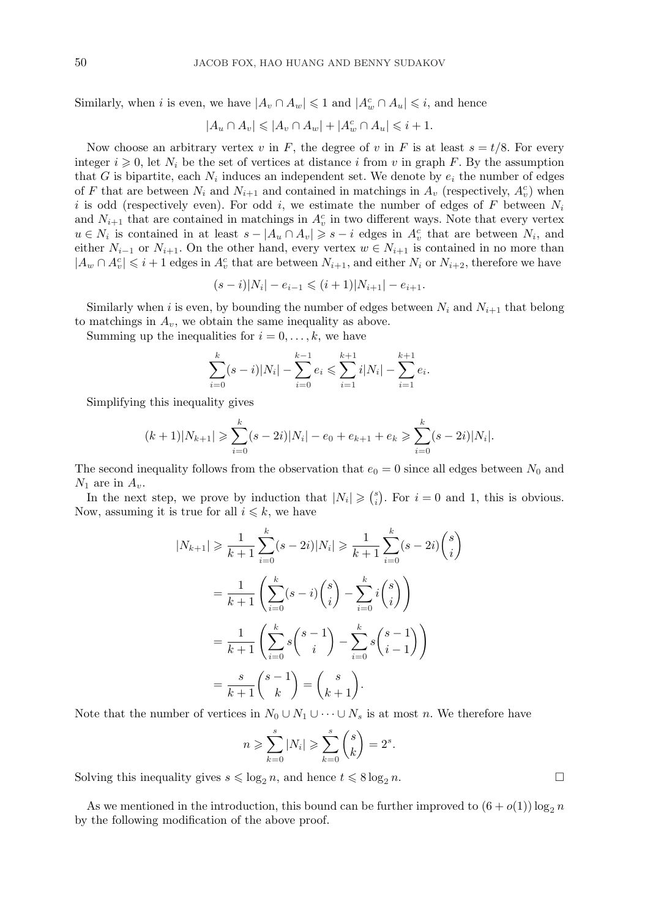Similarly, when $i$ is even, we have $|A_v \cap A_w| \leqslant 1$ and $|A_w^c \cap A_u| \leqslant i$, and hence

$$|A_u \cap A_v| \leqslant |A_v \cap A_w| + |A_w^c \cap A_u| \leqslant i+1.$$

Now choose an arbitrary vertex $v$ in $F$, the degree of $v$ in $F$ is at least $s = t/8$. For every integer $i \geqslant 0$, let $N_i$ be the set of vertices at distance $i$ from $v$ in graph $F$. By the assumption that $G$ is bipartite, each $N_i$ induces an independent set. We denote by $e_i$ the number of edges of $F$ that are between $N_i$ and $N_{i+1}$ and contained in matchings in $A_v$ (respectively, $A_v^c$) when $i$ is odd (respectively even). For odd $i$, we estimate the number of edges of $F$ between $N_i$ and $N_{i+1}$ that are contained in matchings in $A_v^c$ in two different ways. Note that every vertex $u \in N_i$ is contained in at least $s - |A_u \cap A_v| \geqslant s - i$ edges in $A_v^c$ that are between $N_i$, and either $N_{i-1}$ or $N_{i+1}$. On the other hand, every vertex $w \in N_{i+1}$ is contained in no more than $|A_w \cap A_v^c| \leqslant i+1$ edges in $A_v^c$ that are between $N_{i+1}$, and either $N_i$ or $N_{i+2}$, therefore we have

$$(s-i)|N_i| - e_{i-1} \leqslant (i+1)|N_{i+1}| - e_{i+1}.$$

Similarly when $i$ is even, by bounding the number of edges between $N_i$ and $N_{i+1}$ that belong to matchings in $A_v$, we obtain the same inequality as above.

Summing up the inequalities for $i = 0, \ldots, k$, we have

$$\sum_{i=0}^{k}(s-i)|N_i| - \sum_{i=0}^{k-1} e_i \leqslant \sum_{i=1}^{k+1} i|N_i| - \sum_{i=1}^{k+1} e_i.$$

Simplifying this inequality gives

$$(k+1)|N_{k+1}| \geqslant \sum_{i=0}^{k}(s-2i)|N_i| - e_0 + e_{k+1} + e_k \geqslant \sum_{i=0}^{k}(s-2i)|N_i|.$$

The second inequality follows from the observation that $e_0 = 0$ since all edges between $N_0$ and $N_1$ are in $A_v$.

In the next step, we prove by induction that $|N_i| \geqslant \binom{s}{i}$. For $i = 0$ and 1, this is obvious. Now, assuming it is true for all $i \leqslant k$, we have

$$\begin{aligned}
|N_{k+1}| &\geqslant \frac{1}{k+1}\sum_{i=0}^{k}(s-2i)|N_i| \geqslant \frac{1}{k+1}\sum_{i=0}^{k}(s-2i)\binom{s}{i} \\
&= \frac{1}{k+1}\left(\sum_{i=0}^{k}(s-i)\binom{s}{i} - \sum_{i=0}^{k} i\binom{s}{i}\right) \\
&= \frac{1}{k+1}\left(\sum_{i=0}^{k} s\binom{s-1}{i} - \sum_{i=0}^{k} s\binom{s-1}{i-1}\right) \\
&= \frac{s}{k+1}\binom{s-1}{k} = \binom{s}{k+1}.
\end{aligned}$$

Note that the number of vertices in $N_0 \cup N_1 \cup \cdots \cup N_s$ is at most $n$. We therefore have

$$n \geqslant \sum_{k=0}^{s} |N_i| \geqslant \sum_{k=0}^{s}\binom{s}{k} = 2^s.$$

Solving this inequality gives $s \leqslant \log_2 n$, and hence $t \leqslant 8\log_2 n$. $\square$

As we mentioned in the introduction, this bound can be further improved to $(6 + o(1))\log_2 n$ by the following modification of the above proof.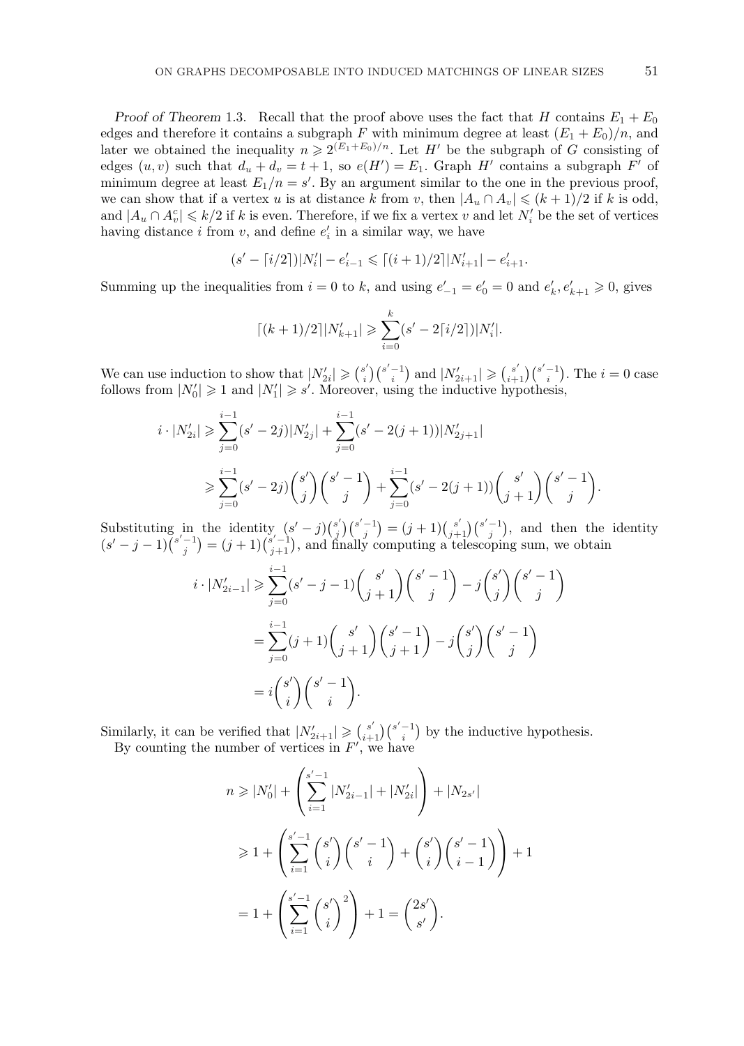*Proof of Theorem* 1.3. Recall that the proof above uses the fact that $H$ contains $E_1 + E_0$ edges and therefore it contains a subgraph $F$ with minimum degree at least $(E_1 + E_0)/n$, and later we obtained the inequality $n \geqslant 2^{(E_1+E_0)/n}$. Let $H'$ be the subgraph of $G$ consisting of edges $(u, v)$ such that $d_u + d_v = t + 1$, so $e(H') = E_1$. Graph $H'$ contains a subgraph $F'$ of minimum degree at least $E_1/n = s'$. By an argument similar to the one in the previous proof, we can show that if a vertex $u$ is at distance $k$ from $v$, then $|A_u \cap A_v| \leqslant (k + 1)/2$ if $k$ is odd, and $|A_u \cap A_v^c| \leqslant k/2$ if $k$ is even. Therefore, if we fix a vertex $v$ and let $N'_i$ be the set of vertices having distance $i$ from $v$, and define $e'_i$ in a similar way, we have

$$(s' - \lceil i/2 \rceil)|N'_i| - e'_{i-1} \leqslant \lceil (i + 1)/2 \rceil |N'_{i+1}| - e'_{i+1}.$$

Summing up the inequalities from $i = 0$ to $k$, and using $e'_{-1} = e'_0 = 0$ and $e'_k, e'_{k+1} \geqslant 0$, gives

$$\lceil (k + 1)/2 \rceil |N'_{k+1}| \geqslant \sum_{i=0}^{k} (s' - 2\lceil i/2 \rceil)|N'_i|.$$

We can use induction to show that $|N'_{2i}| \geqslant \binom{s'}{i}\binom{s'-1}{i}$ and $|N'_{2i+1}| \geqslant \binom{s'}{i+1}\binom{s'-1}{i}$. The $i = 0$ case follows from $|N'_0| \geqslant 1$ and $|N'_1| \geqslant s'$. Moreover, using the inductive hypothesis,

$$\begin{aligned}
i \cdot |N'_{2i}| &\geqslant \sum_{j=0}^{i-1} (s' - 2j)|N'_{2j}| + \sum_{j=0}^{i-1} (s' - 2(j + 1))|N'_{2j+1}| \\
&\geqslant \sum_{j=0}^{i-1} (s' - 2j)\binom{s'}{j}\binom{s'-1}{j} + \sum_{j=0}^{i-1} (s' - 2(j + 1))\binom{s'}{j+1}\binom{s'-1}{j}.
\end{aligned}$$

Substituting in the identity $(s' - j)\binom{s'}{j}\binom{s'-1}{j} = (j + 1)\binom{s'}{j+1}\binom{s'-1}{j}$, and then the identity $(s' - j - 1)\binom{s'-1}{j} = (j + 1)\binom{s'-1}{j+1}$, and finally computing a telescoping sum, we obtain

$$\begin{aligned}
i \cdot |N'_{2i-1}| &\geqslant \sum_{j=0}^{i-1} (s' - j - 1)\binom{s'}{j+1}\binom{s'-1}{j} - j\binom{s'}{j}\binom{s'-1}{j} \\
&= \sum_{j=0}^{i-1} (j + 1)\binom{s'}{j+1}\binom{s'-1}{j+1} - j\binom{s'}{j}\binom{s'-1}{j} \\
&= i\binom{s'}{i}\binom{s'-1}{i}.
\end{aligned}$$

Similarly, it can be verified that $|N'_{2i+1}| \geqslant \binom{s'}{i+1}\binom{s'-1}{i}$ by the inductive hypothesis.

By counting the number of vertices in $F'$, we have

$$\begin{aligned}
n &\geqslant |N'_0| + \left( \sum_{i=1}^{s'-1} |N'_{2i-1}| + |N'_{2i}| \right) + |N_{2s'}| \\
&\geqslant 1 + \left( \sum_{i=1}^{s'-1} \binom{s'}{i}\binom{s'-1}{i} + \binom{s'}{i}\binom{s'-1}{i-1} \right) + 1 \\
&= 1 + \left( \sum_{i=1}^{s'-1} \binom{s'}{i}^2 \right) + 1 = \binom{2s'}{s'}.
\end{aligned}$$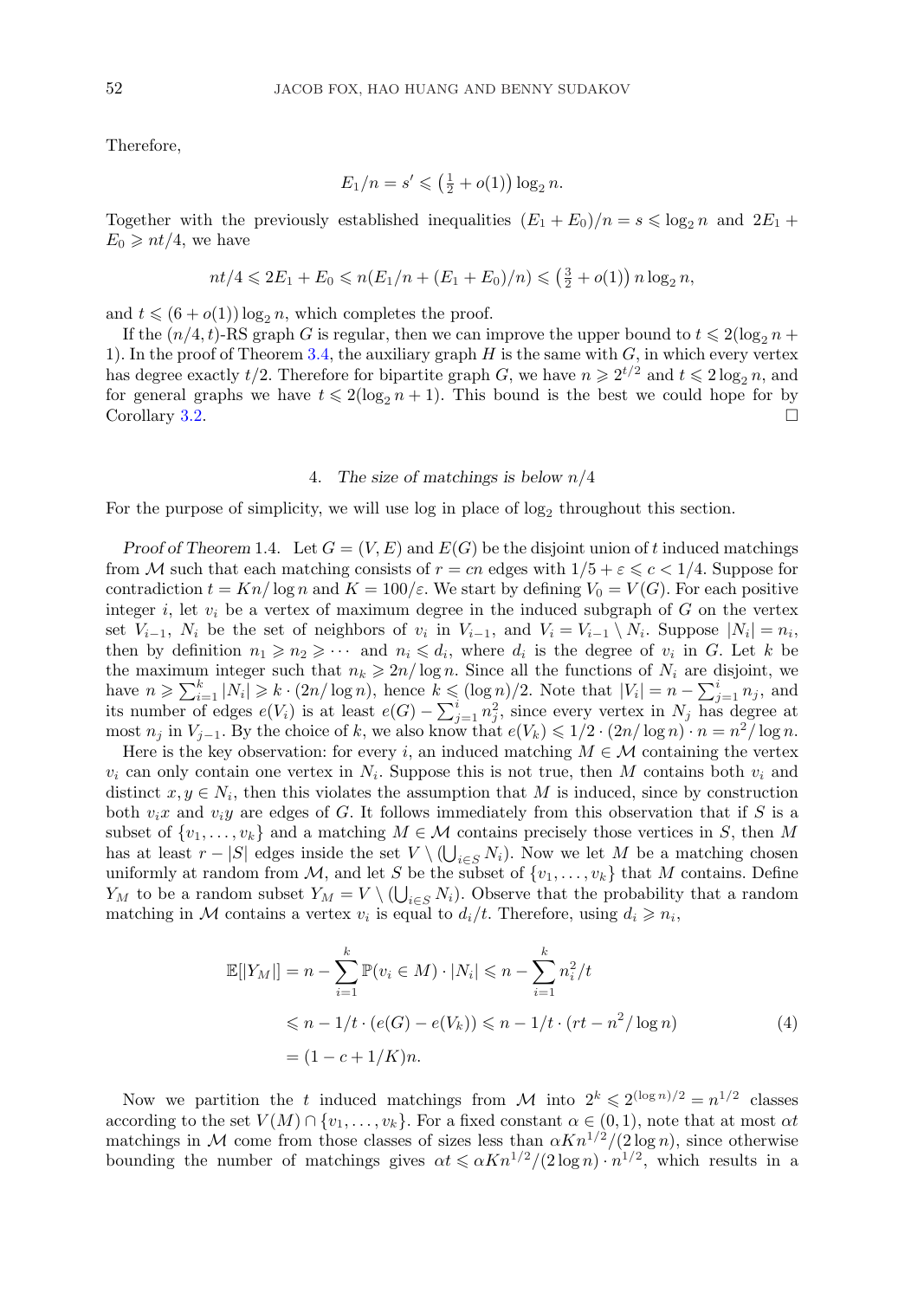Therefore,

$$E_1/n = s' \leqslant \left(\tfrac{1}{2} + o(1)\right)\log_2 n.$$

Together with the previously established inequalities $(E_1 + E_0)/n = s \leqslant \log_2 n$ and $2E_1 + E_0 \geqslant nt/4$, we have

$$nt/4 \leqslant 2E_1 + E_0 \leqslant n(E_1/n + (E_1 + E_0)/n) \leqslant \left(\tfrac{3}{2} + o(1)\right) n \log_2 n,$$

and $t \leqslant (6 + o(1))\log_2 n$, which completes the proof.

If the $(n/4, t)$-RS graph $G$ is regular, then we can improve the upper bound to $t \leqslant 2(\log_2 n + 1)$. In the proof of Theorem 3.4, the auxiliary graph $H$ is the same with $G$, in which every vertex has degree exactly $t/2$. Therefore for bipartite graph $G$, we have $n \geqslant 2^{t/2}$ and $t \leqslant 2\log_2 n$, and for general graphs we have $t \leqslant 2(\log_2 n + 1)$. This bound is the best we could hope for by Corollary 3.2. $\square$

## 4. *The size of matchings is below $n/4$*

For the purpose of simplicity, we will use log in place of $\log_2$ throughout this section.

*Proof of Theorem* 1.4. Let $G = (V, E)$ and $E(G)$ be the disjoint union of $t$ induced matchings from $\mathcal{M}$ such that each matching consists of $r = cn$ edges with $1/5 + \varepsilon \leqslant c < 1/4$. Suppose for contradiction $t = Kn/\log n$ and $K = 100/\varepsilon$. We start by defining $V_0 = V(G)$. For each positive integer $i$, let $v_i$ be a vertex of maximum degree in the induced subgraph of $G$ on the vertex set $V_{i-1}$, $N_i$ be the set of neighbors of $v_i$ in $V_{i-1}$, and $V_i = V_{i-1} \setminus N_i$. Suppose $|N_i| = n_i$, then by definition $n_1 \geqslant n_2 \geqslant \cdots$ and $n_i \leqslant d_i$, where $d_i$ is the degree of $v_i$ in $G$. Let $k$ be the maximum integer such that $n_k \geqslant 2n/\log n$. Since all the functions of $N_i$ are disjoint, we have $n \geqslant \sum_{i=1}^k |N_i| \geqslant k \cdot (2n/\log n)$, hence $k \leqslant (\log n)/2$. Note that $|V_i| = n - \sum_{j=1}^i n_j$, and its number of edges $e(V_i)$ is at least $e(G) - \sum_{j=1}^i n_j^2$, since every vertex in $N_j$ has degree at most $n_j$ in $V_{j-1}$. By the choice of $k$, we also know that $e(V_k) \leqslant 1/2 \cdot (2n/\log n) \cdot n = n^2/\log n$.

Here is the key observation: for every $i$, an induced matching $M \in \mathcal{M}$ containing the vertex $v_i$ can only contain one vertex in $N_i$. Suppose this is not true, then $M$ contains both $v_i$ and distinct $x, y \in N_i$, then this violates the assumption that $M$ is induced, since by construction both $v_i x$ and $v_i y$ are edges of $G$. It follows immediately from this observation that if $S$ is a subset of $\{v_1, \ldots, v_k\}$ and a matching $M \in \mathcal{M}$ contains precisely those vertices in $S$, then $M$ has at least $r - |S|$ edges inside the set $V \setminus (\bigcup_{i \in S} N_i)$. Now we let $M$ be a matching chosen uniformly at random from $\mathcal{M}$, and let $S$ be the subset of $\{v_1, \ldots, v_k\}$ that $M$ contains. Define $Y_M$ to be a random subset $Y_M = V \setminus (\bigcup_{i \in S} N_i)$. Observe that the probability that a random matching in $\mathcal{M}$ contains a vertex $v_i$ is equal to $d_i/t$. Therefore, using $d_i \geqslant n_i$,

$$\begin{aligned}
\mathbb{E}[|Y_M|] &= n - \sum_{i=1}^k \mathbb{P}(v_i \in M) \cdot |N_i| \leqslant n - \sum_{i=1}^k n_i^2/t \\
&\leqslant n - 1/t \cdot (e(G) - e(V_k)) \leqslant n - 1/t \cdot (rt - n^2/\log n) \qquad (4) \\
&= (1 - c + 1/K)n.
\end{aligned}$$

Now we partition the $t$ induced matchings from $\mathcal{M}$ into $2^k \leqslant 2^{(\log n)/2} = n^{1/2}$ classes according to the set $V(M) \cap \{v_1, \ldots, v_k\}$. For a fixed constant $\alpha \in (0, 1)$, note that at most $\alpha t$ matchings in $\mathcal{M}$ come from those classes of sizes less than $\alpha K n^{1/2}/(2\log n)$, since otherwise bounding the number of matchings gives $\alpha t \leqslant \alpha K n^{1/2}/(2\log n) \cdot n^{1/2}$, which results in a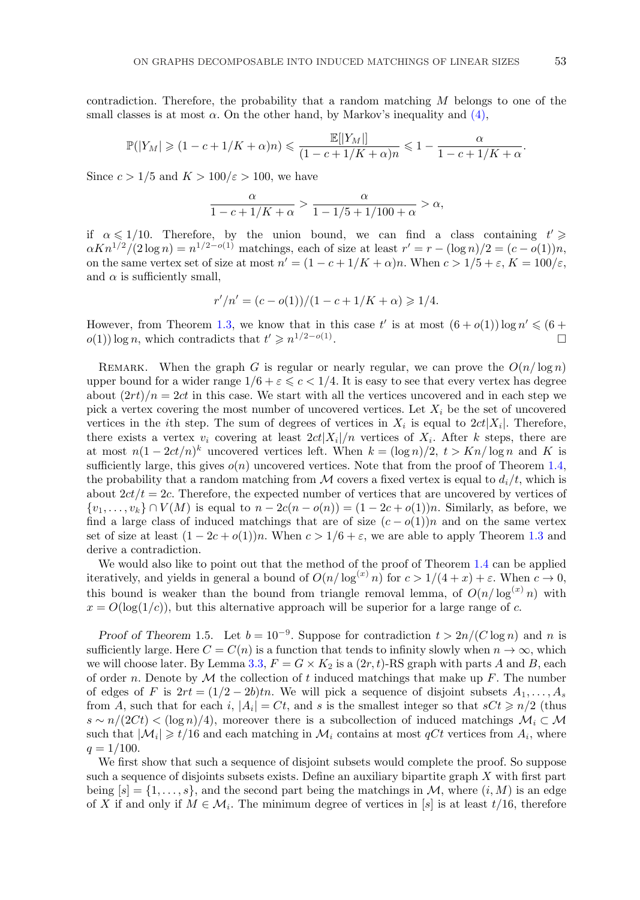contradiction. Therefore, the probability that a random matching $M$ belongs to one of the small classes is at most $\alpha$. On the other hand, by Markov's inequality and (4),

$$\mathbb{P}(|Y_M| \geqslant (1-c+1/K+\alpha)n) \leqslant \frac{\mathbb{E}[|Y_M|]}{(1-c+1/K+\alpha)n} \leqslant 1 - \frac{\alpha}{1-c+1/K+\alpha}.$$

Since $c > 1/5$ and $K > 100/\varepsilon > 100$, we have

$$\frac{\alpha}{1-c+1/K+\alpha} > \frac{\alpha}{1-1/5+1/100+\alpha} > \alpha,$$

if $\alpha \leqslant 1/10$. Therefore, by the union bound, we can find a class containing $t' \geqslant \alpha K n^{1/2}/(2\log n) = n^{1/2-o(1)}$ matchings, each of size at least $r' = r - (\log n)/2 = (c-o(1))n$, on the same vertex set of size at most $n' = (1-c+1/K+\alpha)n$. When $c > 1/5 + \varepsilon$, $K = 100/\varepsilon$, and $\alpha$ is sufficiently small,

$$r'/n' = (c-o(1))/(1-c+1/K+\alpha) \geqslant 1/4.$$

However, from Theorem 1.3, we know that in this case $t'$ is at most $(6+o(1))\log n' \leqslant (6+o(1))\log n$, which contradicts that $t' \geqslant n^{1/2-o(1)}$. □

Remark. When the graph $G$ is regular or nearly regular, we can prove the $O(n/\log n)$ upper bound for a wider range $1/6 + \varepsilon \leqslant c < 1/4$. It is easy to see that every vertex has degree about $(2rt)/n = 2ct$ in this case. We start with all the vertices uncovered and in each step we pick a vertex covering the most number of uncovered vertices. Let $X_i$ be the set of uncovered vertices in the $i$th step. The sum of degrees of vertices in $X_i$ is equal to $2ct|X_i|$. Therefore, there exists a vertex $v_i$ covering at least $2ct|X_i|/n$ vertices of $X_i$. After $k$ steps, there are at most $n(1-2ct/n)^k$ uncovered vertices left. When $k = (\log n)/2$, $t > Kn/\log n$ and $K$ is sufficiently large, this gives $o(n)$ uncovered vertices. Note that from the proof of Theorem 1.4, the probability that a random matching from $\mathcal{M}$ covers a fixed vertex is equal to $d_i/t$, which is about $2ct/t = 2c$. Therefore, the expected number of vertices that are uncovered by vertices of $\{v_1, \ldots, v_k\} \cap V(M)$ is equal to $n - 2c(n - o(n)) = (1-2c+o(1))n$. Similarly, as before, we find a large class of induced matchings that are of size $(c-o(1))n$ and on the same vertex set of size at least $(1-2c+o(1))n$. When $c > 1/6 + \varepsilon$, we are able to apply Theorem 1.3 and derive a contradiction.

We would also like to point out that the method of the proof of Theorem 1.4 can be applied iteratively, and yields in general a bound of $O(n/\log^{(x)} n)$ for $c > 1/(4+x) + \varepsilon$. When $c \to 0$, this bound is weaker than the bound from triangle removal lemma, of $O(n/\log^{(x)} n)$ with $x = O(\log(1/c))$, but this alternative approach will be superior for a large range of $c$.

*Proof of Theorem* 1.5. Let $b = 10^{-9}$. Suppose for contradiction $t > 2n/(C\log n)$ and $n$ is sufficiently large. Here $C = C(n)$ is a function that tends to infinity slowly when $n \to \infty$, which we will choose later. By Lemma 3.3, $F = G \times K_2$ is a $(2r,t)$-RS graph with parts $A$ and $B$, each of order $n$. Denote by $\mathcal{M}$ the collection of $t$ induced matchings that make up $F$. The number of edges of $F$ is $2rt = (1/2 - 2b)tn$. We will pick a sequence of disjoint subsets $A_1, \ldots, A_s$ from $A$, such that for each $i$, $|A_i| = Ct$, and $s$ is the smallest integer so that $sCt \geqslant n/2$ (thus $s \sim n/(2Ct) < (\log n)/4$), moreover there is a subcollection of induced matchings $\mathcal{M}_i \subset \mathcal{M}$ such that $|\mathcal{M}_i| \geqslant t/16$ and each matching in $\mathcal{M}_i$ contains at most $qCt$ vertices from $A_i$, where $q = 1/100$.

We first show that such a sequence of disjoint subsets would complete the proof. So suppose such a sequence of disjoints subsets exists. Define an auxiliary bipartite graph $X$ with first part being $[s] = \{1, \ldots, s\}$, and the second part being the matchings in $\mathcal{M}$, where $(i, M)$ is an edge of $X$ if and only if $M \in \mathcal{M}_i$. The minimum degree of vertices in $[s]$ is at least $t/16$, therefore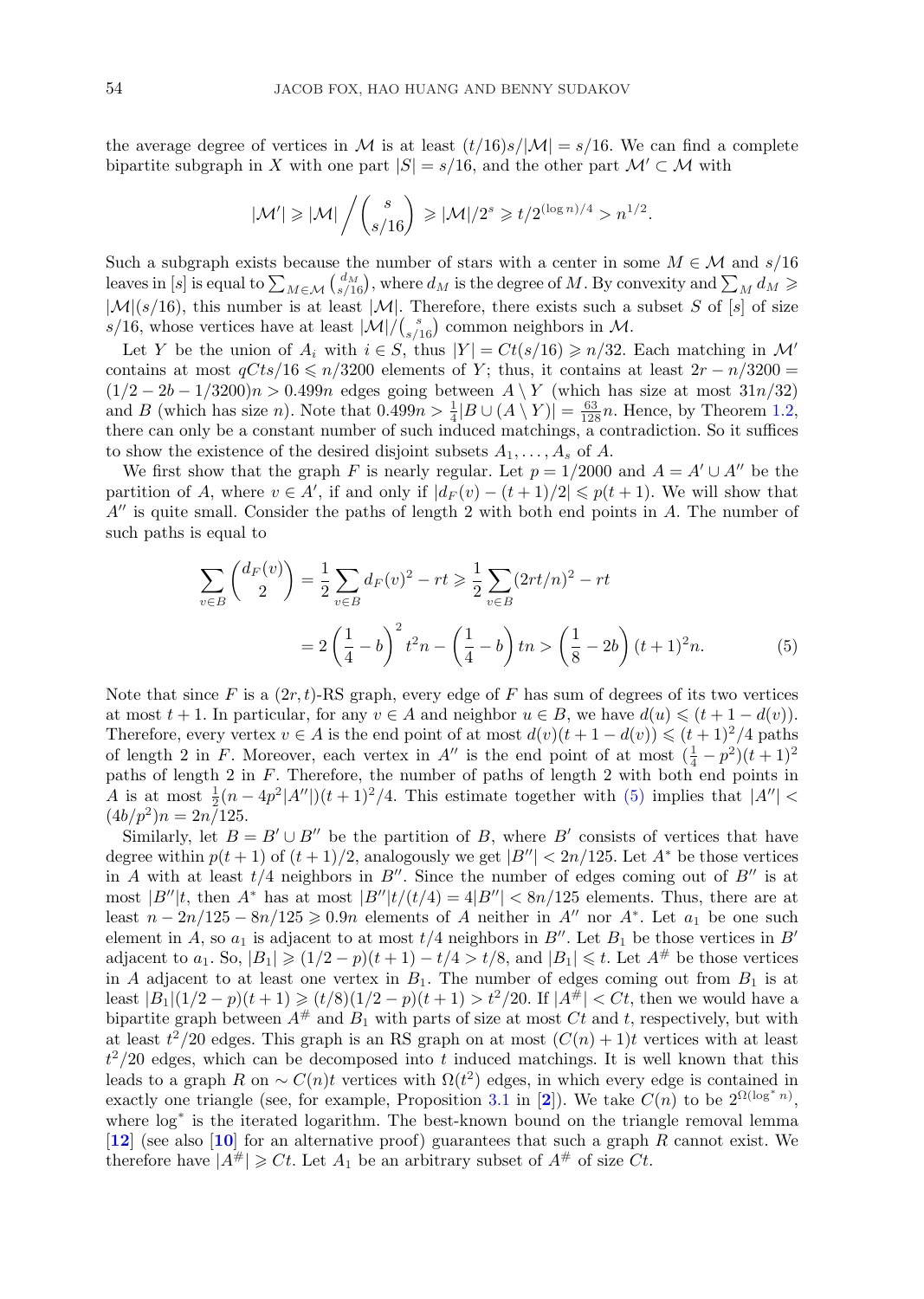the average degree of vertices in $\mathcal{M}$ is at least $(t/16)s/|\mathcal{M}| = s/16$. We can find a complete bipartite subgraph in $X$ with one part $|S| = s/16$, and the other part $\mathcal{M}' \subset \mathcal{M}$ with

$$|\mathcal{M}'| \geqslant |\mathcal{M}| \Big/ \binom{s}{s/16} \geqslant |\mathcal{M}|/2^s \geqslant t/2^{(\log n)/4} > n^{1/2}.$$

Such a subgraph exists because the number of stars with a center in some $M \in \mathcal{M}$ and $s/16$ leaves in $[s]$ is equal to $\sum_{M\in\mathcal{M}} \binom{d_M}{s/16}$, where $d_M$ is the degree of $M$. By convexity and $\sum_M d_M \geqslant |\mathcal{M}|(s/16)$, this number is at least $|\mathcal{M}|$. Therefore, there exists such a subset $S$ of $[s]$ of size $s/16$, whose vertices have at least $|\mathcal{M}|/\binom{s}{s/16}$ common neighbors in $\mathcal{M}$.

Let $Y$ be the union of $A_i$ with $i \in S$, thus $|Y| = Ct(s/16) \geqslant n/32$. Each matching in $\mathcal{M}'$ contains at most $qCts/16 \leqslant n/3200$ elements of $Y$; thus, it contains at least $2r - n/3200 = (1/2 - 2b - 1/3200)n > 0.499n$ edges going between $A \setminus Y$ (which has size at most $31n/32$) and $B$ (which has size $n$). Note that $0.499n > \frac{1}{4}|B \cup (A \setminus Y)| = \frac{63}{128}n$. Hence, by Theorem 1.2, there can only be a constant number of such induced matchings, a contradiction. So it suffices to show the existence of the desired disjoint subsets $A_1, \ldots, A_s$ of $A$.

We first show that the graph $F$ is nearly regular. Let $p = 1/2000$ and $A = A' \cup A''$ be the partition of $A$, where $v \in A'$, if and only if $|d_F(v) - (t+1)/2| \leqslant p(t+1)$. We will show that $A''$ is quite small. Consider the paths of length 2 with both end points in $A$. The number of such paths is equal to

$$\begin{aligned}\sum_{v\in B}\binom{d_F(v)}{2} &= \frac{1}{2}\sum_{v\in B} d_F(v)^2 - rt \geqslant \frac{1}{2}\sum_{v\in B}(2rt/n)^2 - rt \\ &= 2\left(\frac{1}{4} - b\right)^2 t^2 n - \left(\frac{1}{4} - b\right) tn > \left(\frac{1}{8} - 2b\right)(t+1)^2 n. \qquad (5)\end{aligned}$$

Note that since $F$ is a $(2r, t)$-RS graph, every edge of $F$ has sum of degrees of its two vertices at most $t+1$. In particular, for any $v \in A$ and neighbor $u \in B$, we have $d(u) \leqslant (t + 1 - d(v))$. Therefore, every vertex $v \in A$ is the end point of at most $d(v)(t+1-d(v)) \leqslant (t+1)^2/4$ paths of length 2 in $F$. Moreover, each vertex in $A''$ is the end point of at most $(\frac{1}{4} - p^2)(t+1)^2$ paths of length 2 in $F$. Therefore, the number of paths of length 2 with both end points in $A$ is at most $\frac{1}{2}(n - 4p^2|A''|)(t+1)^2/4$. This estimate together with (5) implies that $|A''| < (4b/p^2)n = 2n/125$.

Similarly, let $B = B' \cup B''$ be the partition of $B$, where $B'$ consists of vertices that have degree within $p(t+1)$ of $(t+1)/2$, analogously we get $|B''| < 2n/125$. Let $A^*$ be those vertices in $A$ with at least $t/4$ neighbors in $B''$. Since the number of edges coming out of $B''$ is at most $|B''|t$, then $A^*$ has at most $|B''|t/(t/4) = 4|B''| < 8n/125$ elements. Thus, there are at least $n - 2n/125 - 8n/125 \geqslant 0.9n$ elements of $A$ neither in $A''$ nor $A^*$. Let $a_1$ be one such element in $A$, so $a_1$ is adjacent to at most $t/4$ neighbors in $B''$. Let $B_1$ be those vertices in $B'$ adjacent to $a_1$. So, $|B_1| \geqslant (1/2 - p)(t+1) - t/4 > t/8$, and $|B_1| \leqslant t$. Let $A^\#$ be those vertices in $A$ adjacent to at least one vertex in $B_1$. The number of edges coming out from $B_1$ is at least $|B_1|(1/2 - p)(t+1) \geqslant (t/8)(1/2-p)(t+1) > t^2/20$. If $|A^\#| < Ct$, then we would have a bipartite graph between $A^\#$ and $B_1$ with parts of size at most $Ct$ and $t$, respectively, but with at least $t^2/20$ edges. This graph is an RS graph on at most $(C(n)+1)t$ vertices with at least $t^2/20$ edges, which can be decomposed into $t$ induced matchings. It is well known that this leads to a graph $R$ on $\sim C(n)t$ vertices with $\Omega(t^2)$ edges, in which every edge is contained in exactly one triangle (see, for example, Proposition 3.1 in [2]). We take $C(n)$ to be $2^{\Omega(\log^* n)}$, where $\log^*$ is the iterated logarithm. The best-known bound on the triangle removal lemma [12] (see also [10] for an alternative proof) guarantees that such a graph $R$ cannot exist. We therefore have $|A^\#| \geqslant Ct$. Let $A_1$ be an arbitrary subset of $A^\#$ of size $Ct$.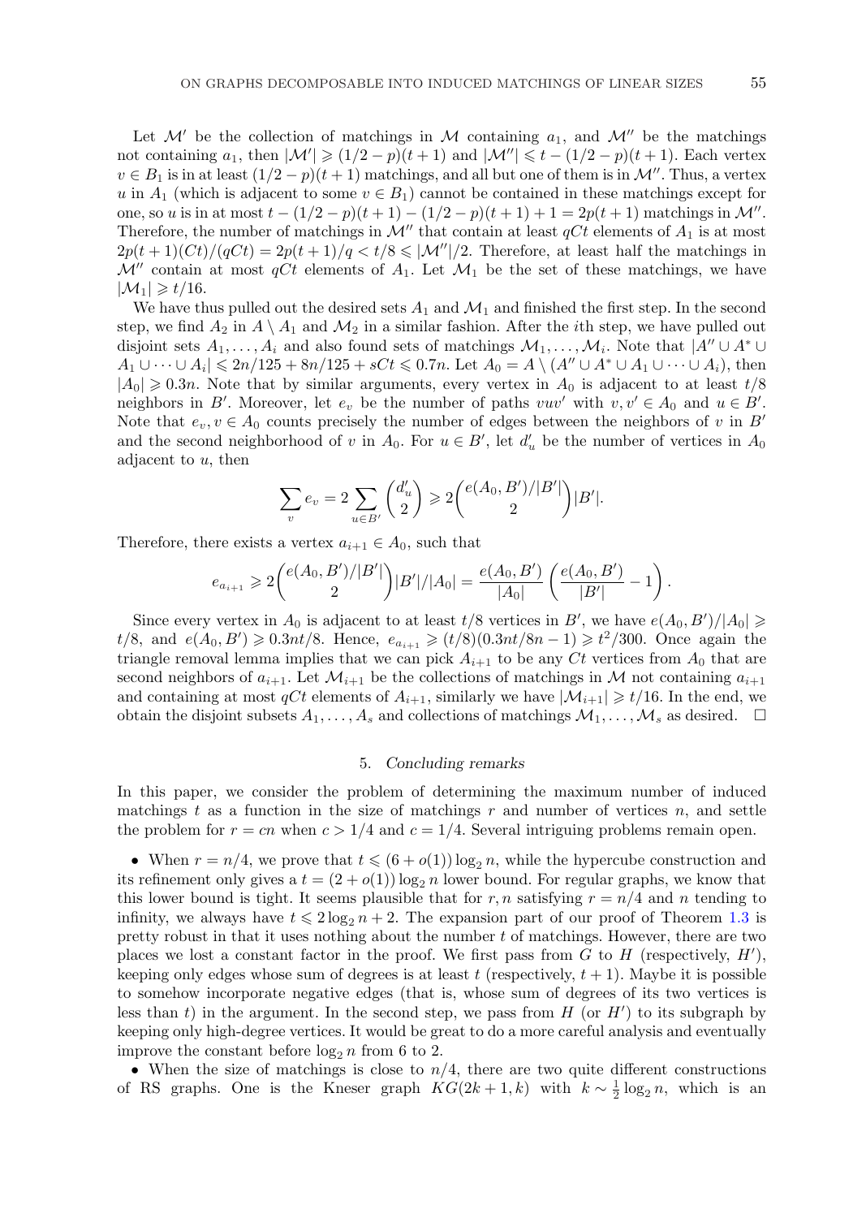Let $\mathcal{M}'$ be the collection of matchings in $\mathcal{M}$ containing $a_1$, and $\mathcal{M}''$ be the matchings not containing $a_1$, then $|\mathcal{M}'| \geqslant (1/2-p)(t+1)$ and $|\mathcal{M}''| \leqslant t-(1/2-p)(t+1)$. Each vertex $v \in B_1$ is in at least $(1/2-p)(t+1)$ matchings, and all but one of them is in $\mathcal{M}''$. Thus, a vertex $u$ in $A_1$ (which is adjacent to some $v \in B_1$) cannot be contained in these matchings except for one, so $u$ is in at most $t-(1/2-p)(t+1)-(1/2-p)(t+1)+1 = 2p(t+1)$ matchings in $\mathcal{M}''$. Therefore, the number of matchings in $\mathcal{M}''$ that contain at least $qCt$ elements of $A_1$ is at most $2p(t+1)(Ct)/(qCt) = 2p(t+1)/q < t/8 \leqslant |\mathcal{M}''|/2$. Therefore, at least half the matchings in $\mathcal{M}''$ contain at most $qCt$ elements of $A_1$. Let $\mathcal{M}_1$ be the set of these matchings, we have $|\mathcal{M}_1| \geqslant t/16$.

We have thus pulled out the desired sets $A_1$ and $\mathcal{M}_1$ and finished the first step. In the second step, we find $A_2$ in $A \setminus A_1$ and $\mathcal{M}_2$ in a similar fashion. After the $i$th step, we have pulled out disjoint sets $A_1, \ldots, A_i$ and also found sets of matchings $\mathcal{M}_1, \ldots, \mathcal{M}_i$. Note that $|A'' \cup A^* \cup A_1 \cup \cdots \cup A_i| \leqslant 2n/125 + 8n/125 + sCt \leqslant 0.7n$. Let $A_0 = A \setminus (A'' \cup A^* \cup A_1 \cup \cdots \cup A_i)$, then $|A_0| \geqslant 0.3n$. Note that by similar arguments, every vertex in $A_0$ is adjacent to at least $t/8$ neighbors in $B'$. Moreover, let $e_v$ be the number of paths $vuv'$ with $v, v' \in A_0$ and $u \in B'$. Note that $e_v, v \in A_0$ counts precisely the number of edges between the neighbors of $v$ in $B'$ and the second neighborhood of $v$ in $A_0$. For $u \in B'$, let $d'_u$ be the number of vertices in $A_0$ adjacent to $u$, then

$$\sum_v e_v = 2\sum_{u \in B'} \binom{d'_u}{2} \geqslant 2\binom{e(A_0, B')/|B'|}{2}|B'|.$$

Therefore, there exists a vertex $a_{i+1} \in A_0$, such that

$$e_{a_{i+1}} \geqslant 2\binom{e(A_0, B')/|B'|}{2}|B'|/|A_0| = \frac{e(A_0, B')}{|A_0|}\left(\frac{e(A_0, B')}{|B'|} - 1\right).$$

Since every vertex in $A_0$ is adjacent to at least $t/8$ vertices in $B'$, we have $e(A_0, B')/|A_0| \geqslant t/8$, and $e(A_0, B') \geqslant 0.3nt/8$. Hence, $e_{a_{i+1}} \geqslant (t/8)(0.3nt/8n - 1) \geqslant t^2/300$. Once again the triangle removal lemma implies that we can pick $A_{i+1}$ to be any $Ct$ vertices from $A_0$ that are second neighbors of $a_{i+1}$. Let $\mathcal{M}_{i+1}$ be the collections of matchings in $\mathcal{M}$ not containing $a_{i+1}$ and containing at most $qCt$ elements of $A_{i+1}$, similarly we have $|\mathcal{M}_{i+1}| \geqslant t/16$. In the end, we obtain the disjoint subsets $A_1, \ldots, A_s$ and collections of matchings $\mathcal{M}_1, \ldots, \mathcal{M}_s$ as desired. $\square$

## 5. *Concluding remarks*

In this paper, we consider the problem of determining the maximum number of induced matchings $t$ as a function in the size of matchings $r$ and number of vertices $n$, and settle the problem for $r = cn$ when $c > 1/4$ and $c = 1/4$. Several intriguing problems remain open.

- When $r = n/4$, we prove that $t \leqslant (6 + o(1))\log_2 n$, while the hypercube construction and its refinement only gives a $t = (2 + o(1))\log_2 n$ lower bound. For regular graphs, we know that this lower bound is tight. It seems plausible that for $r, n$ satisfying $r = n/4$ and $n$ tending to infinity, we always have $t \leqslant 2\log_2 n + 2$. The expansion part of our proof of Theorem 1.3 is pretty robust in that it uses nothing about the number $t$ of matchings. However, there are two places we lost a constant factor in the proof. We first pass from $G$ to $H$ (respectively, $H'$), keeping only edges whose sum of degrees is at least $t$ (respectively, $t + 1$). Maybe it is possible to somehow incorporate negative edges (that is, whose sum of degrees of its two vertices is less than $t$) in the argument. In the second step, we pass from $H$ (or $H'$) to its subgraph by keeping only high-degree vertices. It would be great to do a more careful analysis and eventually improve the constant before $\log_2 n$ from 6 to 2.
- When the size of matchings is close to $n/4$, there are two quite different constructions of RS graphs. One is the Kneser graph $KG(2k+1, k)$ with $k \sim \frac{1}{2}\log_2 n$, which is an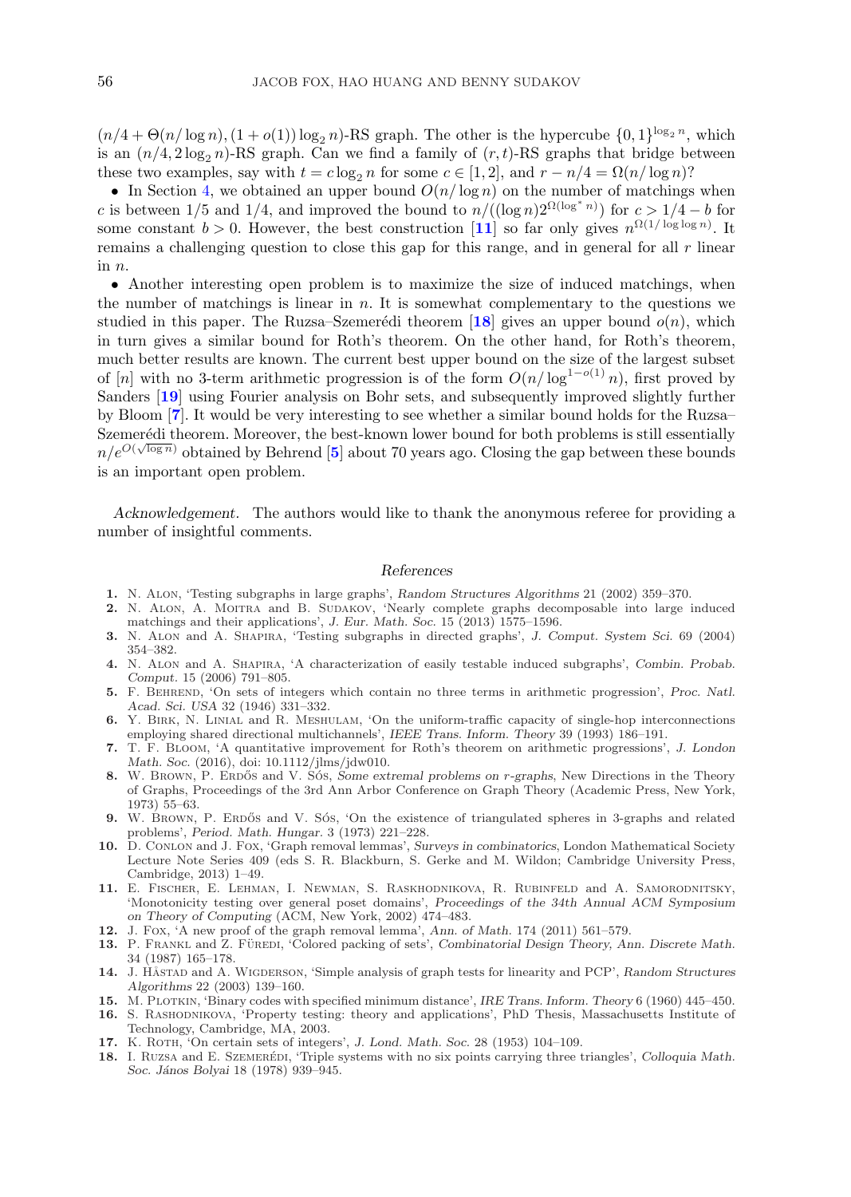$(n/4+\Theta(n/\log n),(1+o(1))\log_2 n)$-RS graph. The other is the hypercube $\{0,1\}^{\log_2 n}$, which is an $(n/4, 2\log_2 n)$-RS graph. Can we find a family of $(r,t)$-RS graphs that bridge between these two examples, say with $t = c\log_2 n$ for some $c \in [1,2]$, and $r - n/4 = \Omega(n/\log n)$?

- In Section 4, we obtained an upper bound $O(n/\log n)$ on the number of matchings when $c$ is between $1/5$ and $1/4$, and improved the bound to $n/((\log n)2^{\Omega(\log^* n)})$ for $c > 1/4 - b$ for some constant $b > 0$. However, the best construction [11] so far only gives $n^{\Omega(1/\log\log n)}$. It remains a challenging question to close this gap for this range, and in general for all $r$ linear in $n$.
- Another interesting open problem is to maximize the size of induced matchings, when the number of matchings is linear in $n$. It is somewhat complementary to the questions we studied in this paper. The Ruzsa–Szemerédi theorem [18] gives an upper bound $o(n)$, which in turn gives a similar bound for Roth's theorem. On the other hand, for Roth's theorem, much better results are known. The current best upper bound on the size of the largest subset of $[n]$ with no 3-term arithmetic progression is of the form $O(n/\log^{1-o(1)} n)$, first proved by Sanders [19] using Fourier analysis on Bohr sets, and subsequently improved slightly further by Bloom [7]. It would be very interesting to see whether a similar bound holds for the Ruzsa–Szemerédi theorem. Moreover, the best-known lower bound for both problems is still essentially $n/e^{O(\sqrt{\log n})}$ obtained by Behrend [5] about 70 years ago. Closing the gap between these bounds is an important open problem.

*Acknowledgement.* The authors would like to thank the anonymous referee for providing a number of insightful comments.

## References

1. N. Alon, 'Testing subgraphs in large graphs', *Random Structures Algorithms* 21 (2002) 359–370.
2. N. Alon, A. Moitra and B. Sudakov, 'Nearly complete graphs decomposable into large induced matchings and their applications', *J. Eur. Math. Soc.* 15 (2013) 1575–1596.
3. N. Alon and A. Shapira, 'Testing subgraphs in directed graphs', *J. Comput. System Sci.* 69 (2004) 354–382.
4. N. Alon and A. Shapira, 'A characterization of easily testable induced subgraphs', *Combin. Probab. Comput.* 15 (2006) 791–805.
5. F. Behrend, 'On sets of integers which contain no three terms in arithmetic progression', *Proc. Natl. Acad. Sci. USA* 32 (1946) 331–332.
6. Y. Birk, N. Linial and R. Meshulam, 'On the uniform-traffic capacity of single-hop interconnections employing shared directional multichannels', *IEEE Trans. Inform. Theory* 39 (1993) 186–191.
7. T. F. Bloom, 'A quantitative improvement for Roth's theorem on arithmetic progressions', *J. London Math. Soc.* (2016), doi: 10.1112/jlms/jdw010.
8. W. Brown, P. Erdős and V. Sós, *Some extremal problems on r-graphs*, New Directions in the Theory of Graphs, Proceedings of the 3rd Ann Arbor Conference on Graph Theory (Academic Press, New York, 1973) 55–63.
9. W. Brown, P. Erdős and V. Sós, 'On the existence of triangulated spheres in 3-graphs and related problems', *Period. Math. Hungar.* 3 (1973) 221–228.
10. D. Conlon and J. Fox, 'Graph removal lemmas', *Surveys in combinatorics*, London Mathematical Society Lecture Note Series 409 (eds S. R. Blackburn, S. Gerke and M. Wildon; Cambridge University Press, Cambridge, 2013) 1–49.
11. E. Fischer, E. Lehman, I. Newman, S. Raskhodnikova, R. Rubinfeld and A. Samorodnitsky, 'Monotonicity testing over general poset domains', *Proceedings of the 34th Annual ACM Symposium on Theory of Computing* (ACM, New York, 2002) 474–483.
12. J. Fox, 'A new proof of the graph removal lemma', *Ann. of Math.* 174 (2011) 561–579.
13. P. Frankl and Z. Füredi, 'Colored packing of sets', *Combinatorial Design Theory, Ann. Discrete Math.* 34 (1987) 165–178.
14. J. Håstad and A. Wigderson, 'Simple analysis of graph tests for linearity and PCP', *Random Structures Algorithms* 22 (2003) 139–160.
15. M. Plotkin, 'Binary codes with specified minimum distance', *IRE Trans. Inform. Theory* 6 (1960) 445–450.
16. S. Rashodnikova, 'Property testing: theory and applications', PhD Thesis, Massachusetts Institute of Technology, Cambridge, MA, 2003.
17. K. Roth, 'On certain sets of integers', *J. Lond. Math. Soc.* 28 (1953) 104–109.
18. I. Ruzsa and E. Szemerédi, 'Triple systems with no six points carrying three triangles', *Colloquia Math. Soc. János Bolyai* 18 (1978) 939–945.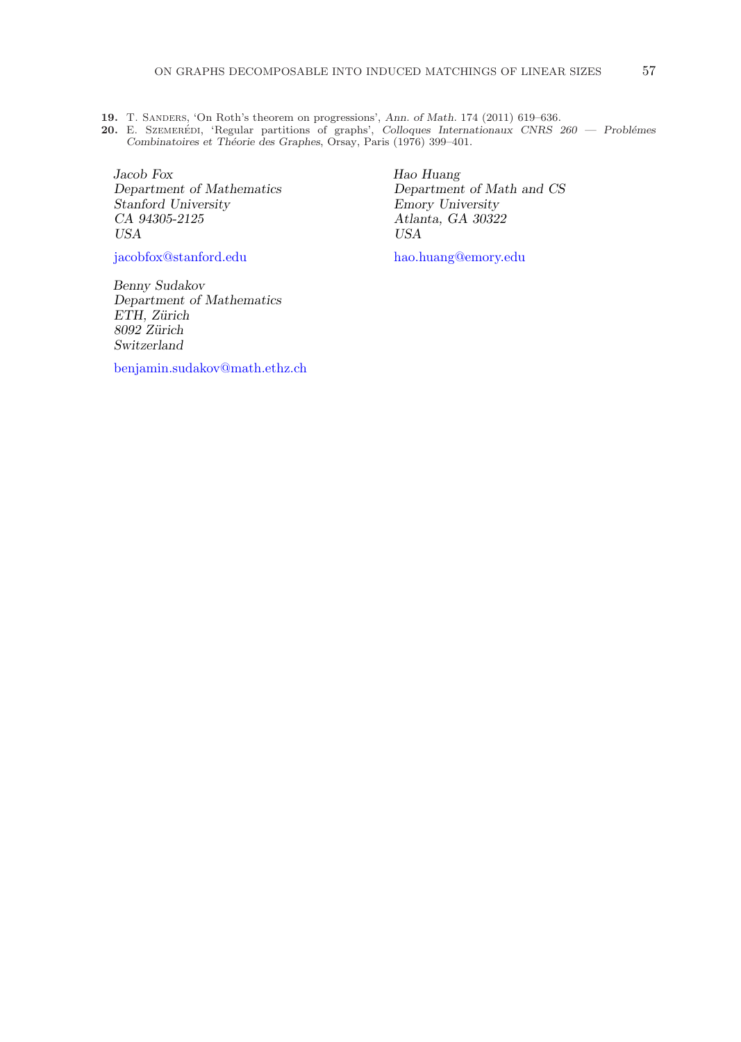**19.** T. Sanders, 'On Roth's theorem on progressions', *Ann. of Math.* 174 (2011) 619–636.

**20.** E. Szemerédi, 'Regular partitions of graphs', *Colloques Internationaux CNRS 260 — Problémes Combinatoires et Théorie des Graphes*, Orsay, Paris (1976) 399–401.

*Jacob Fox*
*Department of Mathematics*
*Stanford University*
*CA 94305-2125*
*USA*

jacobfox@stanford.edu

*Hao Huang*
*Department of Math and CS*
*Emory University*
*Atlanta, GA 30322*
*USA*

hao.huang@emory.edu

*Benny Sudakov*
*Department of Mathematics*
*ETH, Zürich*
*8092 Zürich*
*Switzerland*

benjamin.sudakov@math.ethz.ch